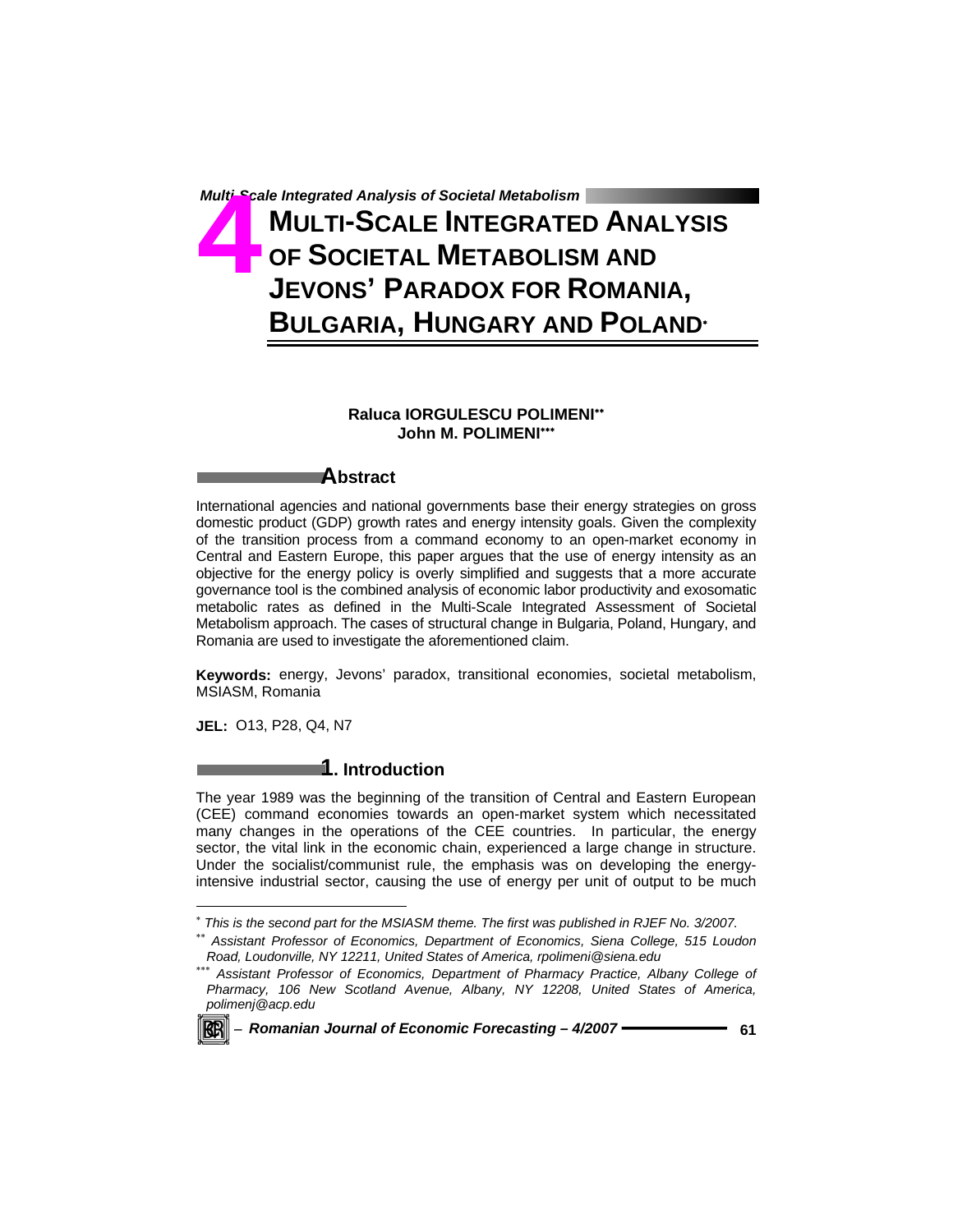# MULTI-SCALE INTEGRATED ANALYSIS OF SOCIETAL METABOLISM AND JEVONS' PARADOX FOR ROMANIA, BULGARIA, HUNGARY AND POLAND[*]

**Raluca IORGULESCU POLIMENI[**]**
**John M. POLIMENI[***]**

## Abstract

International agencies and national governments base their energy strategies on gross domestic product (GDP) growth rates and energy intensity goals. Given the complexity of the transition process from a command economy to an open-market economy in Central and Eastern Europe, this paper argues that the use of energy intensity as an objective for the energy policy is overly simplified and suggests that a more accurate governance tool is the combined analysis of economic labor productivity and exosomatic metabolic rates as defined in the Multi-Scale Integrated Assessment of Societal Metabolism approach. The cases of structural change in Bulgaria, Poland, Hungary, and Romania are used to investigate the aforementioned claim.

**Keywords:** energy, Jevons' paradox, transitional economies, societal metabolism, MSIASM, Romania

**JEL:** O13, P28, Q4, N7

## 1. Introduction

The year 1989 was the beginning of the transition of Central and Eastern European (CEE) command economies towards an open-market system which necessitated many changes in the operations of the CEE countries. In particular, the energy sector, the vital link in the economic chain, experienced a large change in structure. Under the socialist/communist rule, the emphasis was on developing the energy-intensive industrial sector, causing the use of energy per unit of output to be much

---

[*] *This is the second part for the MSIASM theme. The first was published in RJEF No. 3/2007.*

[**] *Assistant Professor of Economics, Department of Economics, Siena College, 515 Loudon Road, Loudonville, NY 12211, United States of America, rpolimeni@siena.edu*

[***] *Assistant Professor of Economics, Department of Pharmacy Practice, Albany College of Pharmacy, 106 New Scotland Avenue, Albany, NY 12208, United States of America, polimenj@acp.edu*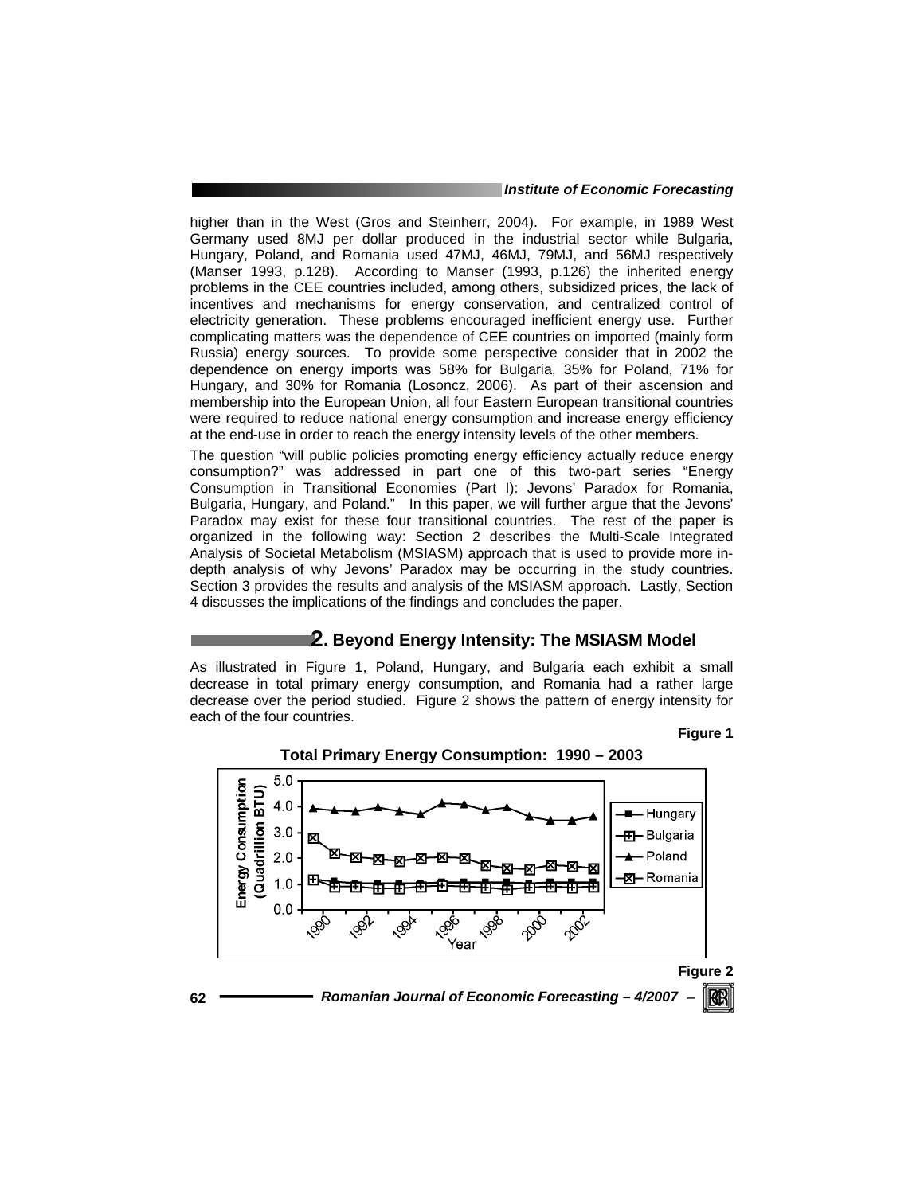higher than in the West (Gros and Steinherr, 2004). For example, in 1989 West Germany used 8MJ per dollar produced in the industrial sector while Bulgaria, Hungary, Poland, and Romania used 47MJ, 46MJ, 79MJ, and 56MJ respectively (Manser 1993, p.128). According to Manser (1993, p.126) the inherited energy problems in the CEE countries included, among others, subsidized prices, the lack of incentives and mechanisms for energy conservation, and centralized control of electricity generation. These problems encouraged inefficient energy use. Further complicating matters was the dependence of CEE countries on imported (mainly form Russia) energy sources. To provide some perspective consider that in 2002 the dependence on energy imports was 58% for Bulgaria, 35% for Poland, 71% for Hungary, and 30% for Romania (Losoncz, 2006). As part of their ascension and membership into the European Union, all four Eastern European transitional countries were required to reduce national energy consumption and increase energy efficiency at the end-use in order to reach the energy intensity levels of the other members.

The question "will public policies promoting energy efficiency actually reduce energy consumption?" was addressed in part one of this two-part series "Energy Consumption in Transitional Economies (Part I): Jevons' Paradox for Romania, Bulgaria, Hungary, and Poland." In this paper, we will further argue that the Jevons' Paradox may exist for these four transitional countries. The rest of the paper is organized in the following way: Section 2 describes the Multi-Scale Integrated Analysis of Societal Metabolism (MSIASM) approach that is used to provide more in-depth analysis of why Jevons' Paradox may be occurring in the study countries. Section 3 provides the results and analysis of the MSIASM approach. Lastly, Section 4 discusses the implications of the findings and concludes the paper.

## 2. Beyond Energy Intensity: The MSIASM Model

As illustrated in Figure 1, Poland, Hungary, and Bulgaria each exhibit a small decrease in total primary energy consumption, and Romania had a rather large decrease over the period studied. Figure 2 shows the pattern of energy intensity for each of the four countries.

**Figure 1**

**Total Primary Energy Consumption: 1990 – 2003**

**Figure 2**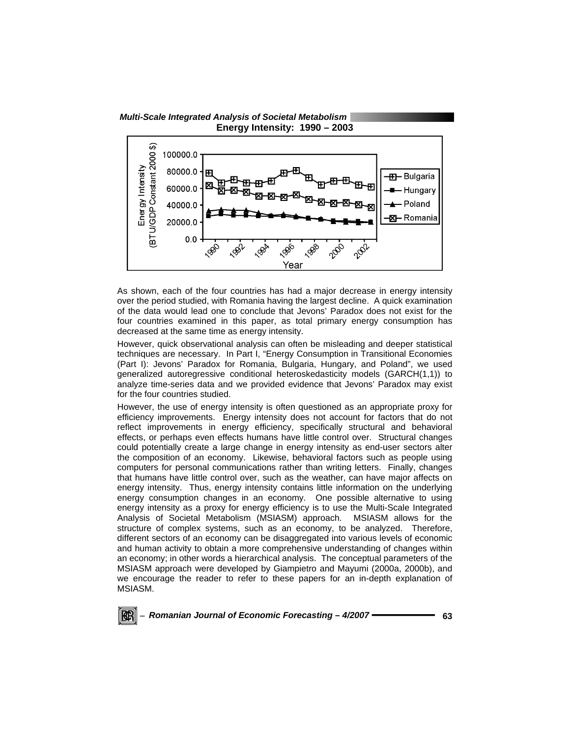**Energy Intensity: 1990 – 2003**

As shown, each of the four countries has had a major decrease in energy intensity over the period studied, with Romania having the largest decline. A quick examination of the data would lead one to conclude that Jevons' Paradox does not exist for the four countries examined in this paper, as total primary energy consumption has decreased at the same time as energy intensity.

However, quick observational analysis can often be misleading and deeper statistical techniques are necessary. In Part I, "Energy Consumption in Transitional Economies (Part I): Jevons' Paradox for Romania, Bulgaria, Hungary, and Poland", we used generalized autoregressive conditional heteroskedasticity models (GARCH(1,1)) to analyze time-series data and we provided evidence that Jevons' Paradox may exist for the four countries studied.

However, the use of energy intensity is often questioned as an appropriate proxy for efficiency improvements. Energy intensity does not account for factors that do not reflect improvements in energy efficiency, specifically structural and behavioral effects, or perhaps even effects humans have little control over. Structural changes could potentially create a large change in energy intensity as end-user sectors alter the composition of an economy. Likewise, behavioral factors such as people using computers for personal communications rather than writing letters. Finally, changes that humans have little control over, such as the weather, can have major affects on energy intensity. Thus, energy intensity contains little information on the underlying energy consumption changes in an economy. One possible alternative to using energy intensity as a proxy for energy efficiency is to use the Multi-Scale Integrated Analysis of Societal Metabolism (MSIASM) approach. MSIASM allows for the structure of complex systems, such as an economy, to be analyzed. Therefore, different sectors of an economy can be disaggregated into various levels of economic and human activity to obtain a more comprehensive understanding of changes within an economy; in other words a hierarchical analysis. The conceptual parameters of the MSIASM approach were developed by Giampietro and Mayumi (2000a, 2000b), and we encourage the reader to refer to these papers for an in-depth explanation of MSIASM.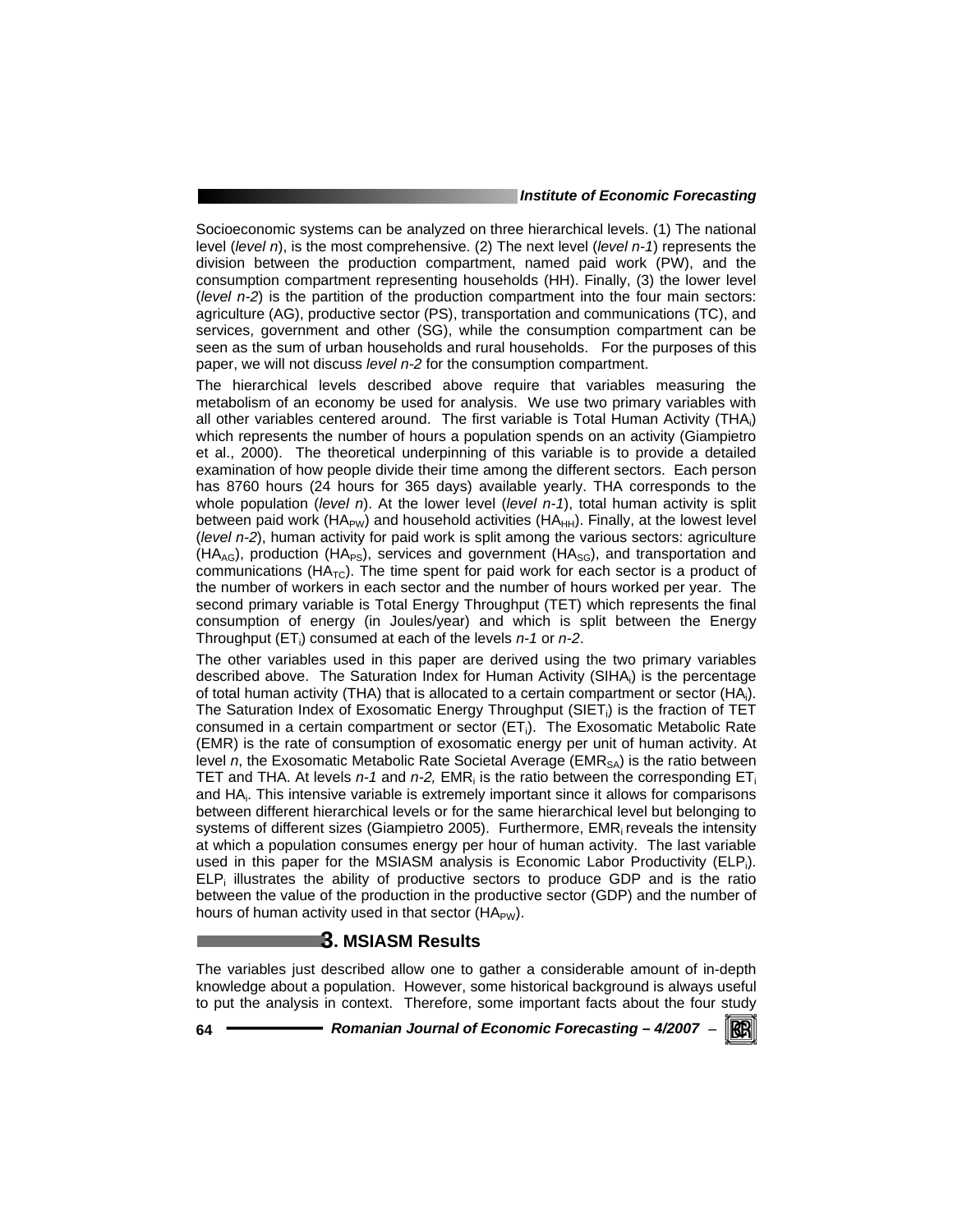Socioeconomic systems can be analyzed on three hierarchical levels. (1) The national level (*level n*), is the most comprehensive. (2) The next level (*level n-1*) represents the division between the production compartment, named paid work (PW), and the consumption compartment representing households (HH). Finally, (3) the lower level (*level n-2*) is the partition of the production compartment into the four main sectors: agriculture (AG), productive sector (PS), transportation and communications (TC), and services, government and other (SG), while the consumption compartment can be seen as the sum of urban households and rural households. For the purposes of this paper, we will not discuss *level n-2* for the consumption compartment.

The hierarchical levels described above require that variables measuring the metabolism of an economy be used for analysis. We use two primary variables with all other variables centered around. The first variable is Total Human Activity ($THA_i$) which represents the number of hours a population spends on an activity (Giampietro et al., 2000). The theoretical underpinning of this variable is to provide a detailed examination of how people divide their time among the different sectors. Each person has 8760 hours (24 hours for 365 days) available yearly. THA corresponds to the whole population (*level n*). At the lower level (*level n-1*), total human activity is split between paid work ($HA_{PW}$) and household activities ($HA_{HH}$). Finally, at the lowest level (*level n-2*), human activity for paid work is split among the various sectors: agriculture ($HA_{AG}$), production ($HA_{PS}$), services and government ($HA_{SG}$), and transportation and communications ($HA_{TC}$). The time spent for paid work for each sector is a product of the number of workers in each sector and the number of hours worked per year. The second primary variable is Total Energy Throughput (TET) which represents the final consumption of energy (in Joules/year) and which is split between the Energy Throughput ($ET_i$) consumed at each of the levels *n-1* or *n-2*.

The other variables used in this paper are derived using the two primary variables described above. The Saturation Index for Human Activity ($SIHA_i$) is the percentage of total human activity (THA) that is allocated to a certain compartment or sector ($HA_i$). The Saturation Index of Exosomatic Energy Throughput ($SIET_i$) is the fraction of TET consumed in a certain compartment or sector ($ET_i$). The Exosomatic Metabolic Rate (EMR) is the rate of consumption of exosomatic energy per unit of human activity. At level *n*, the Exosomatic Metabolic Rate Societal Average ($EMR_{SA}$) is the ratio between TET and THA. At levels *n-1* and *n-2,* $EMR_i$ is the ratio between the corresponding $ET_i$ and $HA_i$. This intensive variable is extremely important since it allows for comparisons between different hierarchical levels or for the same hierarchical level but belonging to systems of different sizes (Giampietro 2005). Furthermore, $EMR_i$ reveals the intensity at which a population consumes energy per hour of human activity. The last variable used in this paper for the MSIASM analysis is Economic Labor Productivity ($ELP_i$). $ELP_i$ illustrates the ability of productive sectors to produce GDP and is the ratio between the value of the production in the productive sector (GDP) and the number of hours of human activity used in that sector ($HA_{PW}$).

## 3. MSIASM Results

The variables just described allow one to gather a considerable amount of in-depth knowledge about a population. However, some historical background is always useful to put the analysis in context. Therefore, some important facts about the four study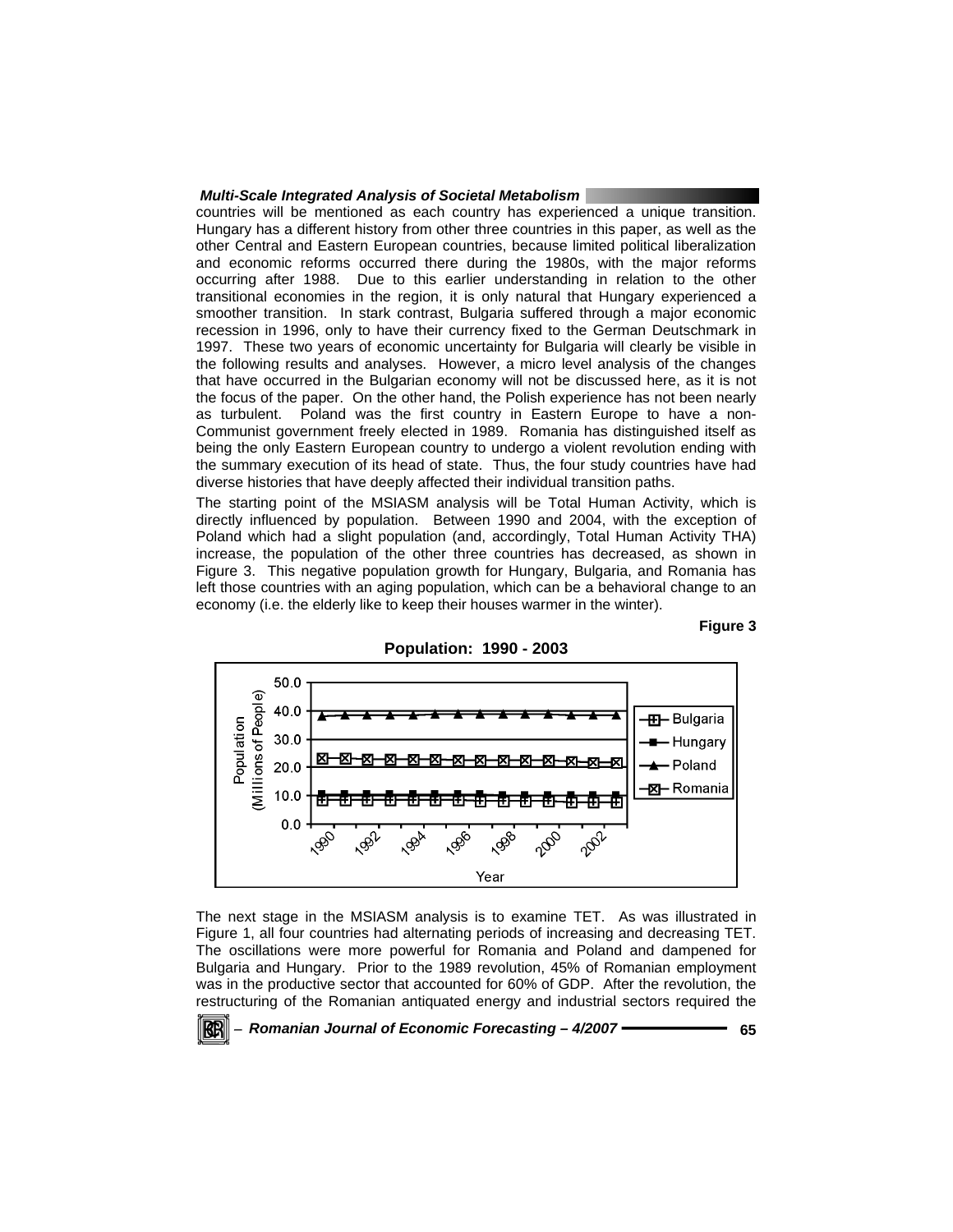countries will be mentioned as each country has experienced a unique transition. Hungary has a different history from other three countries in this paper, as well as the other Central and Eastern European countries, because limited political liberalization and economic reforms occurred there during the 1980s, with the major reforms occurring after 1988. Due to this earlier understanding in relation to the other transitional economies in the region, it is only natural that Hungary experienced a smoother transition. In stark contrast, Bulgaria suffered through a major economic recession in 1996, only to have their currency fixed to the German Deutschmark in 1997. These two years of economic uncertainty for Bulgaria will clearly be visible in the following results and analyses. However, a micro level analysis of the changes that have occurred in the Bulgarian economy will not be discussed here, as it is not the focus of the paper. On the other hand, the Polish experience has not been nearly as turbulent. Poland was the first country in Eastern Europe to have a non-Communist government freely elected in 1989. Romania has distinguished itself as being the only Eastern European country to undergo a violent revolution ending with the summary execution of its head of state. Thus, the four study countries have had diverse histories that have deeply affected their individual transition paths.

The starting point of the MSIASM analysis will be Total Human Activity, which is directly influenced by population. Between 1990 and 2004, with the exception of Poland which had a slight population (and, accordingly, Total Human Activity THA) increase, the population of the other three countries has decreased, as shown in Figure 3. This negative population growth for Hungary, Bulgaria, and Romania has left those countries with an aging population, which can be a behavioral change to an economy (i.e. the elderly like to keep their houses warmer in the winter).

**Figure 3**

**Population: 1990 - 2003**

The next stage in the MSIASM analysis is to examine TET. As was illustrated in Figure 1, all four countries had alternating periods of increasing and decreasing TET. The oscillations were more powerful for Romania and Poland and dampened for Bulgaria and Hungary. Prior to the 1989 revolution, 45% of Romanian employment was in the productive sector that accounted for 60% of GDP. After the revolution, the restructuring of the Romanian antiquated energy and industrial sectors required the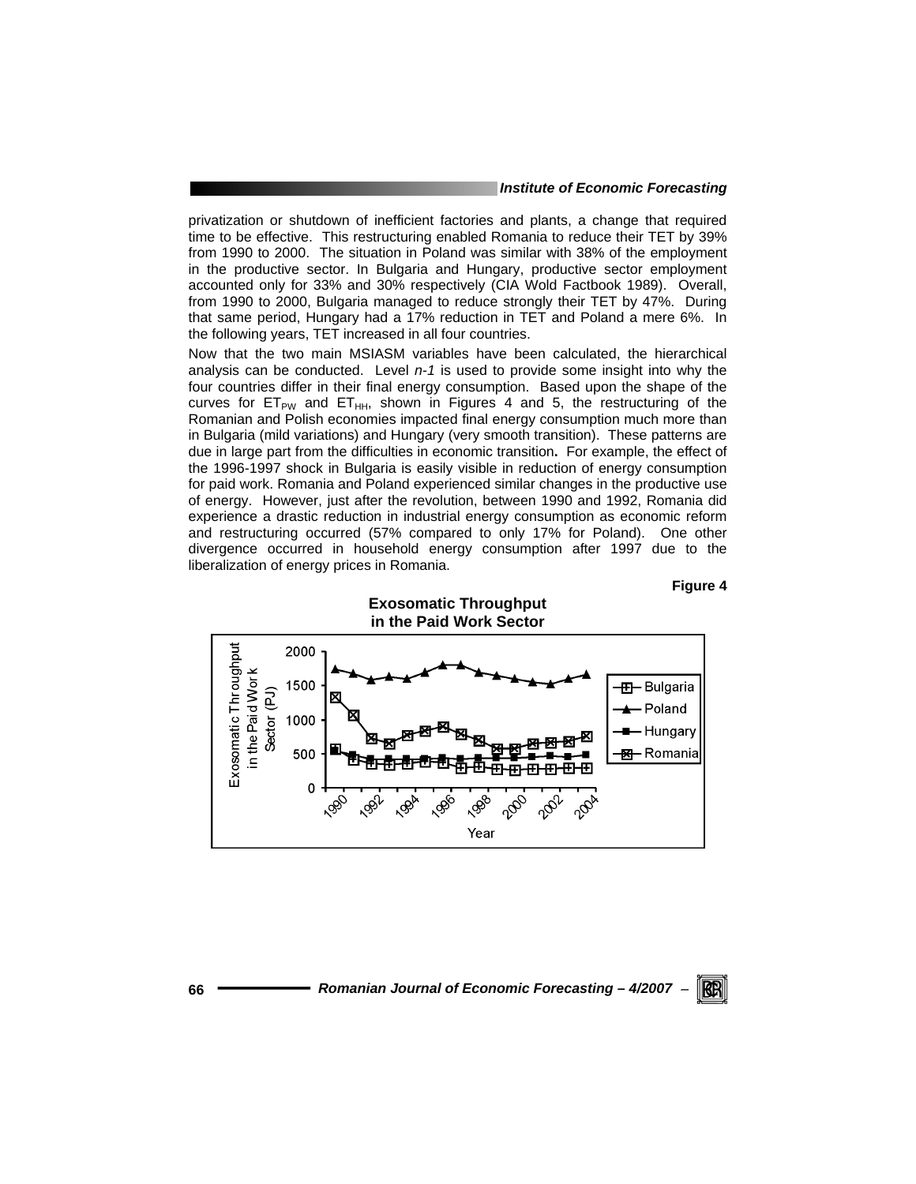privatization or shutdown of inefficient factories and plants, a change that required time to be effective. This restructuring enabled Romania to reduce their TET by 39% from 1990 to 2000. The situation in Poland was similar with 38% of the employment in the productive sector. In Bulgaria and Hungary, productive sector employment accounted only for 33% and 30% respectively (CIA Wold Factbook 1989). Overall, from 1990 to 2000, Bulgaria managed to reduce strongly their TET by 47%. During that same period, Hungary had a 17% reduction in TET and Poland a mere 6%. In the following years, TET increased in all four countries.

Now that the two main MSIASM variables have been calculated, the hierarchical analysis can be conducted. Level *n-1* is used to provide some insight into why the four countries differ in their final energy consumption. Based upon the shape of the curves for $ET_{PW}$ and $ET_{HH}$, shown in Figures 4 and 5, the restructuring of the Romanian and Polish economies impacted final energy consumption much more than in Bulgaria (mild variations) and Hungary (very smooth transition). These patterns are due in large part from the difficulties in economic transition**.** For example, the effect of the 1996-1997 shock in Bulgaria is easily visible in reduction of energy consumption for paid work. Romania and Poland experienced similar changes in the productive use of energy. However, just after the revolution, between 1990 and 1992, Romania did experience a drastic reduction in industrial energy consumption as economic reform and restructuring occurred (57% compared to only 17% for Poland). One other divergence occurred in household energy consumption after 1997 due to the liberalization of energy prices in Romania.

**Figure 4**

**Exosomatic Throughput in the Paid Work Sector**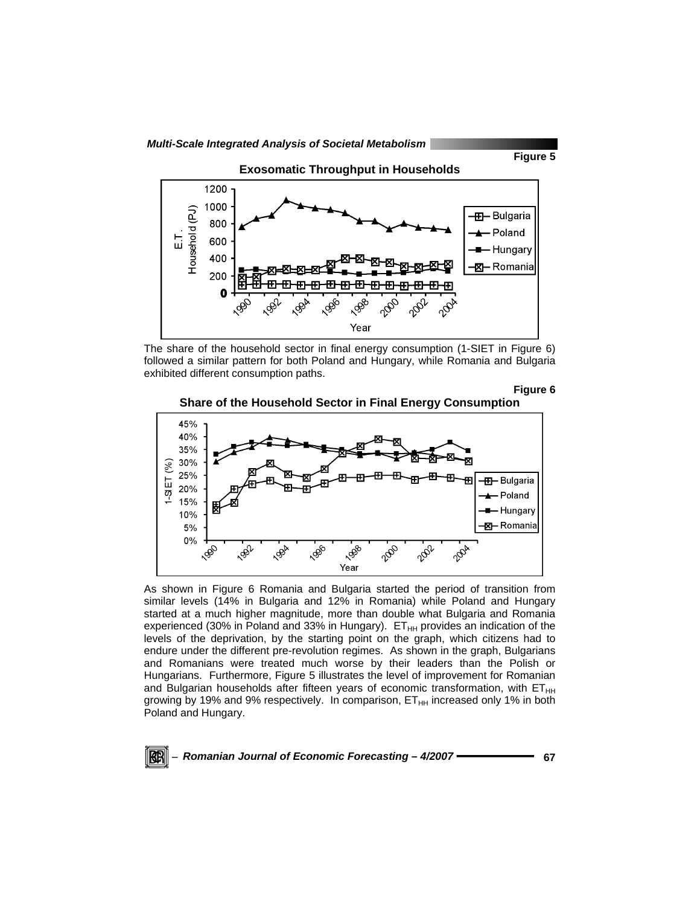**Figure 5**

**Exosomatic Throughput in Households**

The share of the household sector in final energy consumption (1-SIET in Figure 6) followed a similar pattern for both Poland and Hungary, while Romania and Bulgaria exhibited different consumption paths.

**Figure 6**

**Share of the Household Sector in Final Energy Consumption**

As shown in Figure 6 Romania and Bulgaria started the period of transition from similar levels (14% in Bulgaria and 12% in Romania) while Poland and Hungary started at a much higher magnitude, more than double what Bulgaria and Romania experienced (30% in Poland and 33% in Hungary). $ET_{HH}$ provides an indication of the levels of the deprivation, by the starting point on the graph, which citizens had to endure under the different pre-revolution regimes. As shown in the graph, Bulgarians and Romanians were treated much worse by their leaders than the Polish or Hungarians. Furthermore, Figure 5 illustrates the level of improvement for Romanian and Bulgarian households after fifteen years of economic transformation, with $ET_{HH}$ growing by 19% and 9% respectively. In comparison, $ET_{HH}$ increased only 1% in both Poland and Hungary.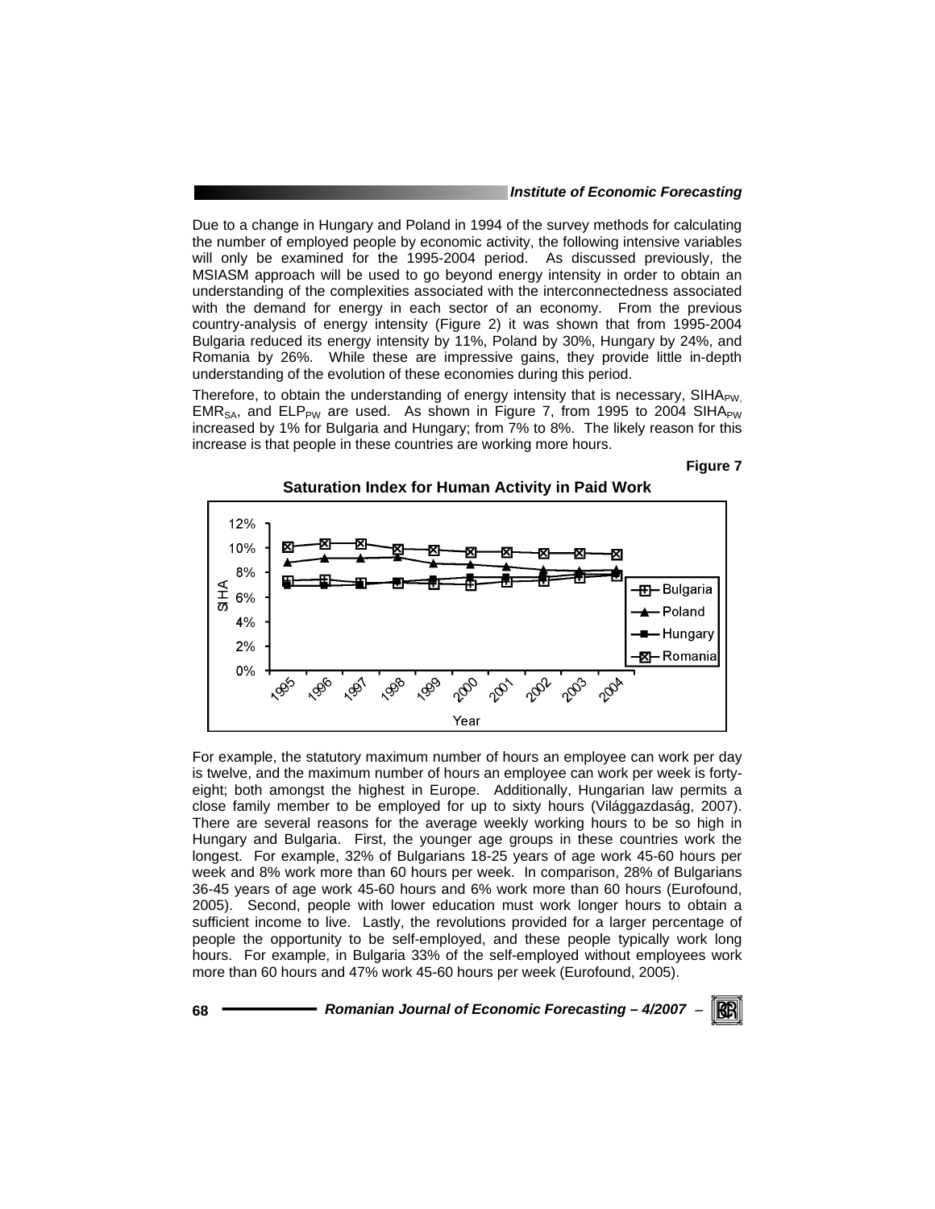Due to a change in Hungary and Poland in 1994 of the survey methods for calculating the number of employed people by economic activity, the following intensive variables will only be examined for the 1995-2004 period. As discussed previously, the MSIASM approach will be used to go beyond energy intensity in order to obtain an understanding of the complexities associated with the interconnectedness associated with the demand for energy in each sector of an economy. From the previous country-analysis of energy intensity (Figure 2) it was shown that from 1995-2004 Bulgaria reduced its energy intensity by 11%, Poland by 30%, Hungary by 24%, and Romania by 26%. While these are impressive gains, they provide little in-depth understanding of the evolution of these economies during this period.

Therefore, to obtain the understanding of energy intensity that is necessary, $SIHA_{PW}$, $EMR_{SA}$, and $ELP_{PW}$ are used. As shown in Figure 7, from 1995 to 2004 $SIHA_{PW}$ increased by 1% for Bulgaria and Hungary; from 7% to 8%. The likely reason for this increase is that people in these countries are working more hours.

**Figure 7**

**Saturation Index for Human Activity in Paid Work**

For example, the statutory maximum number of hours an employee can work per day is twelve, and the maximum number of hours an employee can work per week is forty-eight; both amongst the highest in Europe. Additionally, Hungarian law permits a close family member to be employed for up to sixty hours (Világgazdaság, 2007). There are several reasons for the average weekly working hours to be so high in Hungary and Bulgaria. First, the younger age groups in these countries work the longest. For example, 32% of Bulgarians 18-25 years of age work 45-60 hours per week and 8% work more than 60 hours per week. In comparison, 28% of Bulgarians 36-45 years of age work 45-60 hours and 6% work more than 60 hours (Eurofound, 2005). Second, people with lower education must work longer hours to obtain a sufficient income to live. Lastly, the revolutions provided for a larger percentage of people the opportunity to be self-employed, and these people typically work long hours. For example, in Bulgaria 33% of the self-employed without employees work more than 60 hours and 47% work 45-60 hours per week (Eurofound, 2005).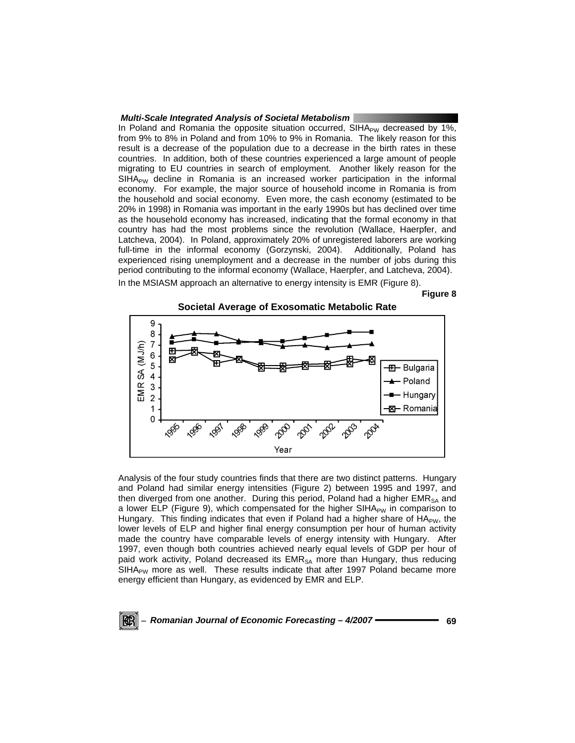In Poland and Romania the opposite situation occurred, $SIHA_{PW}$ decreased by 1%, from 9% to 8% in Poland and from 10% to 9% in Romania. The likely reason for this result is a decrease of the population due to a decrease in the birth rates in these countries. In addition, both of these countries experienced a large amount of people migrating to EU countries in search of employment. Another likely reason for the $SIHA_{PW}$ decline in Romania is an increased worker participation in the informal economy. For example, the major source of household income in Romania is from the household and social economy. Even more, the cash economy (estimated to be 20% in 1998) in Romania was important in the early 1990s but has declined over time as the household economy has increased, indicating that the formal economy in that country has had the most problems since the revolution (Wallace, Haerpfer, and Latcheva, 2004). In Poland, approximately 20% of unregistered laborers are working full-time in the informal economy (Gorzynski, 2004). Additionally, Poland has experienced rising unemployment and a decrease in the number of jobs during this period contributing to the informal economy (Wallace, Haerpfer, and Latcheva, 2004).

In the MSIASM approach an alternative to energy intensity is EMR (Figure 8).

**Figure 8**

**Societal Average of Exosomatic Metabolic Rate**

Analysis of the four study countries finds that there are two distinct patterns. Hungary and Poland had similar energy intensities (Figure 2) between 1995 and 1997, and then diverged from one another. During this period, Poland had a higher $EMR_{SA}$ and a lower ELP (Figure 9), which compensated for the higher $SIHA_{PW}$ in comparison to Hungary. This finding indicates that even if Poland had a higher share of $HA_{PW}$, the lower levels of ELP and higher final energy consumption per hour of human activity made the country have comparable levels of energy intensity with Hungary. After 1997, even though both countries achieved nearly equal levels of GDP per hour of paid work activity, Poland decreased its $EMR_{SA}$ more than Hungary, thus reducing $SIHA_{PW}$ more as well. These results indicate that after 1997 Poland became more energy efficient than Hungary, as evidenced by EMR and ELP.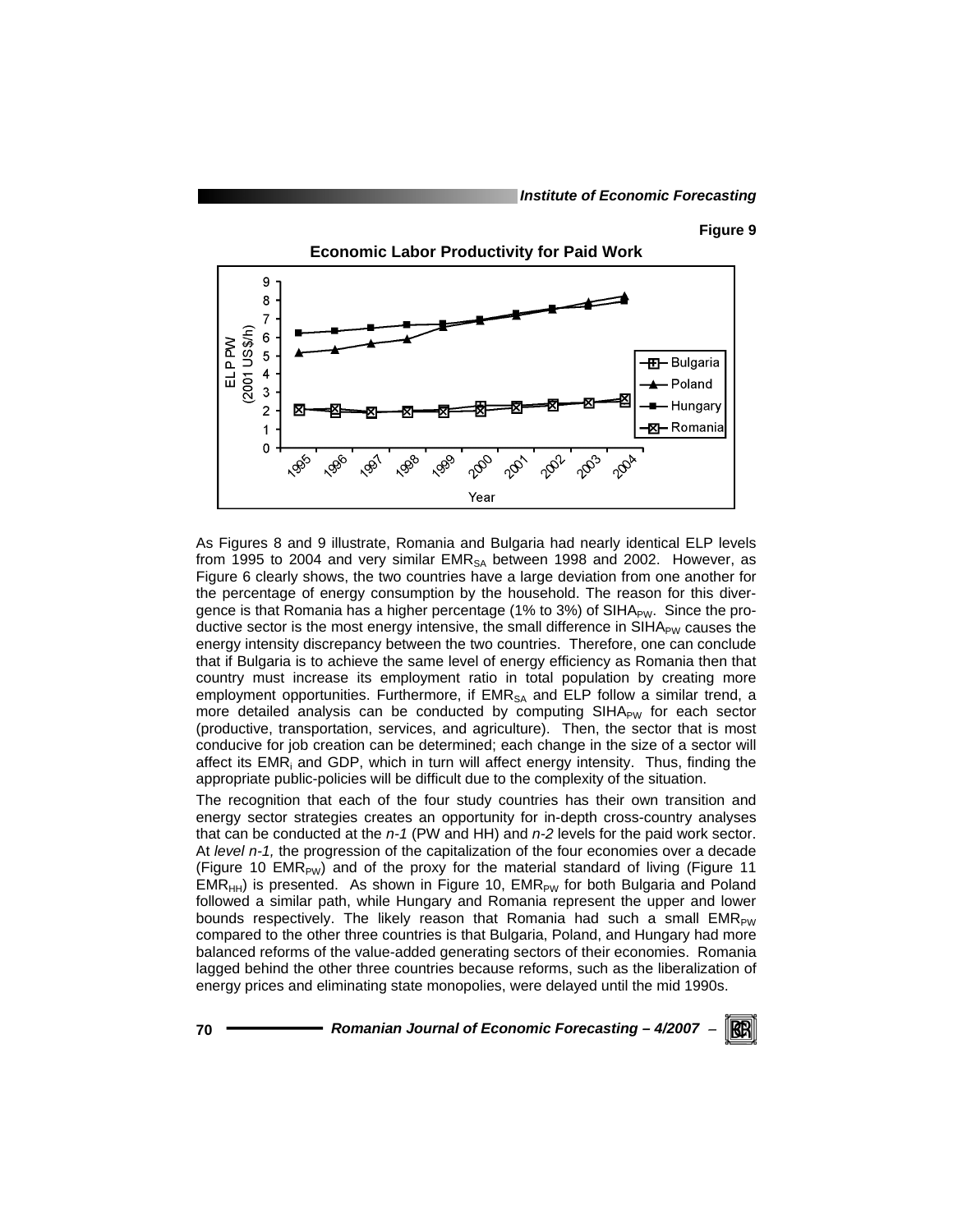Figure 9

**Economic Labor Productivity for Paid Work**

As Figures 8 and 9 illustrate, Romania and Bulgaria had nearly identical ELP levels from 1995 to 2004 and very similar $EMR_{SA}$ between 1998 and 2002. However, as Figure 6 clearly shows, the two countries have a large deviation from one another for the percentage of energy consumption by the household. The reason for this divergence is that Romania has a higher percentage (1% to 3%) of $SIHA_{PW}$. Since the productive sector is the most energy intensive, the small difference in $SIHA_{PW}$ causes the energy intensity discrepancy between the two countries. Therefore, one can conclude that if Bulgaria is to achieve the same level of energy efficiency as Romania then that country must increase its employment ratio in total population by creating more employment opportunities. Furthermore, if $EMR_{SA}$ and ELP follow a similar trend, a more detailed analysis can be conducted by computing $SIHA_{PW}$ for each sector (productive, transportation, services, and agriculture). Then, the sector that is most conducive for job creation can be determined; each change in the size of a sector will affect its $EMR_i$ and GDP, which in turn will affect energy intensity. Thus, finding the appropriate public-policies will be difficult due to the complexity of the situation.

The recognition that each of the four study countries has their own transition and energy sector strategies creates an opportunity for in-depth cross-country analyses that can be conducted at the *n-1* (PW and HH) and *n-2* levels for the paid work sector. At *level n-1,* the progression of the capitalization of the four economies over a decade (Figure 10 $EMR_{PW}$) and of the proxy for the material standard of living (Figure 11 $EMR_{HH}$) is presented. As shown in Figure 10, $EMR_{PW}$ for both Bulgaria and Poland followed a similar path, while Hungary and Romania represent the upper and lower bounds respectively. The likely reason that Romania had such a small $EMR_{PW}$ compared to the other three countries is that Bulgaria, Poland, and Hungary had more balanced reforms of the value-added generating sectors of their economies. Romania lagged behind the other three countries because reforms, such as the liberalization of energy prices and eliminating state monopolies, were delayed until the mid 1990s.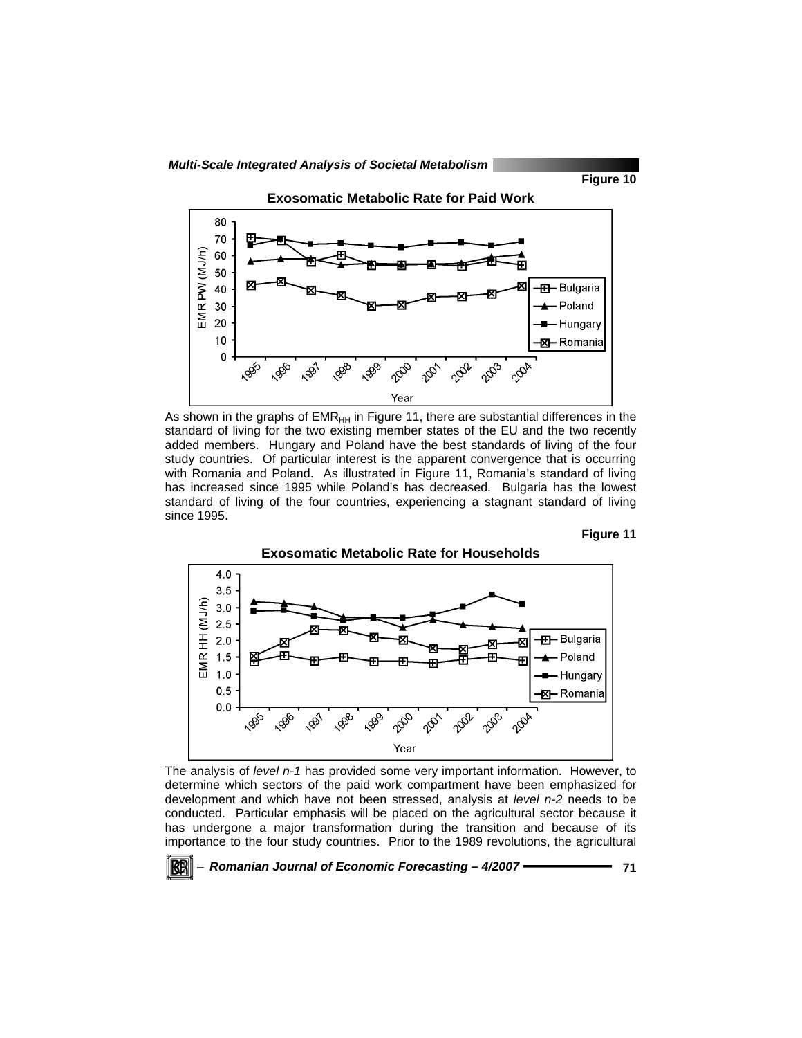**Figure 10**

**Exosomatic Metabolic Rate for Paid Work**

As shown in the graphs of $EMR_{HH}$ in Figure 11, there are substantial differences in the standard of living for the two existing member states of the EU and the two recently added members. Hungary and Poland have the best standards of living of the four study countries. Of particular interest is the apparent convergence that is occurring with Romania and Poland. As illustrated in Figure 11, Romania's standard of living has increased since 1995 while Poland's has decreased. Bulgaria has the lowest standard of living of the four countries, experiencing a stagnant standard of living since 1995.

**Figure 11**

**Exosomatic Metabolic Rate for Households**

The analysis of *level n-1* has provided some very important information. However, to determine which sectors of the paid work compartment have been emphasized for development and which have not been stressed, analysis at *level n-2* needs to be conducted. Particular emphasis will be placed on the agricultural sector because it has undergone a major transformation during the transition and because of its importance to the four study countries. Prior to the 1989 revolutions, the agricultural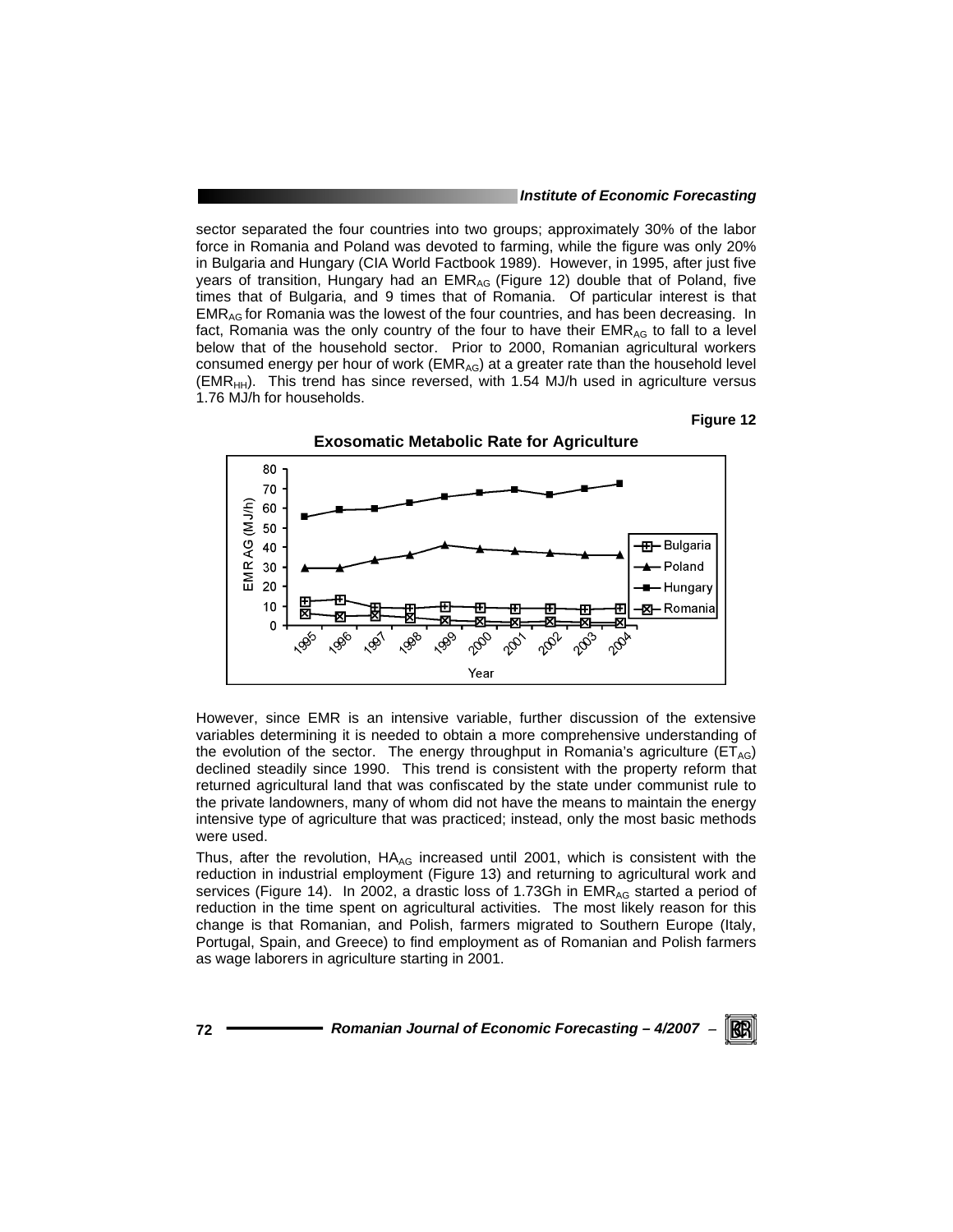sector separated the four countries into two groups; approximately 30% of the labor force in Romania and Poland was devoted to farming, while the figure was only 20% in Bulgaria and Hungary (CIA World Factbook 1989). However, in 1995, after just five years of transition, Hungary had an $EMR_{AG}$ (Figure 12) double that of Poland, five times that of Bulgaria, and 9 times that of Romania. Of particular interest is that $EMR_{AG}$ for Romania was the lowest of the four countries, and has been decreasing. In fact, Romania was the only country of the four to have their $EMR_{AG}$ to fall to a level below that of the household sector. Prior to 2000, Romanian agricultural workers consumed energy per hour of work ($EMR_{AG}$) at a greater rate than the household level ($EMR_{HH}$). This trend has since reversed, with 1.54 MJ/h used in agriculture versus 1.76 MJ/h for households.

**Figure 12**

**Exosomatic Metabolic Rate for Agriculture**

However, since EMR is an intensive variable, further discussion of the extensive variables determining it is needed to obtain a more comprehensive understanding of the evolution of the sector. The energy throughput in Romania's agriculture ($ET_{AG}$) declined steadily since 1990. This trend is consistent with the property reform that returned agricultural land that was confiscated by the state under communist rule to the private landowners, many of whom did not have the means to maintain the energy intensive type of agriculture that was practiced; instead, only the most basic methods were used.

Thus, after the revolution, $HA_{AG}$ increased until 2001, which is consistent with the reduction in industrial employment (Figure 13) and returning to agricultural work and services (Figure 14). In 2002, a drastic loss of 1.73Gh in $EMR_{AG}$ started a period of reduction in the time spent on agricultural activities. The most likely reason for this change is that Romanian, and Polish, farmers migrated to Southern Europe (Italy, Portugal, Spain, and Greece) to find employment as of Romanian and Polish farmers as wage laborers in agriculture starting in 2001.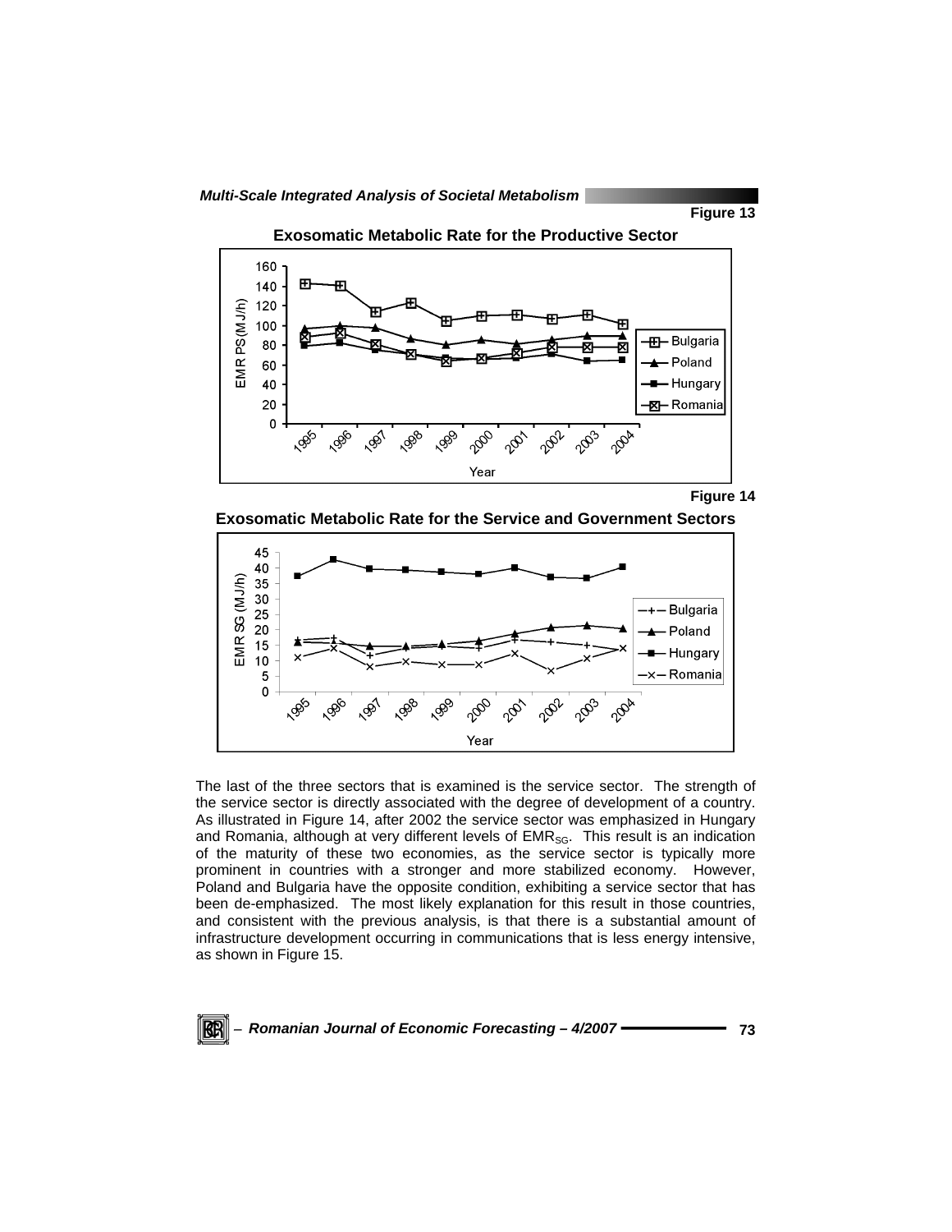Figure 13

**Exosomatic Metabolic Rate for the Productive Sector**

Figure 14

**Exosomatic Metabolic Rate for the Service and Government Sectors**

The last of the three sectors that is examined is the service sector. The strength of the service sector is directly associated with the degree of development of a country. As illustrated in Figure 14, after 2002 the service sector was emphasized in Hungary and Romania, although at very different levels of $EMR_{SG}$. This result is an indication of the maturity of these two economies, as the service sector is typically more prominent in countries with a stronger and more stabilized economy. However, Poland and Bulgaria have the opposite condition, exhibiting a service sector that has been de-emphasized. The most likely explanation for this result in those countries, and consistent with the previous analysis, is that there is a substantial amount of infrastructure development occurring in communications that is less energy intensive, as shown in Figure 15.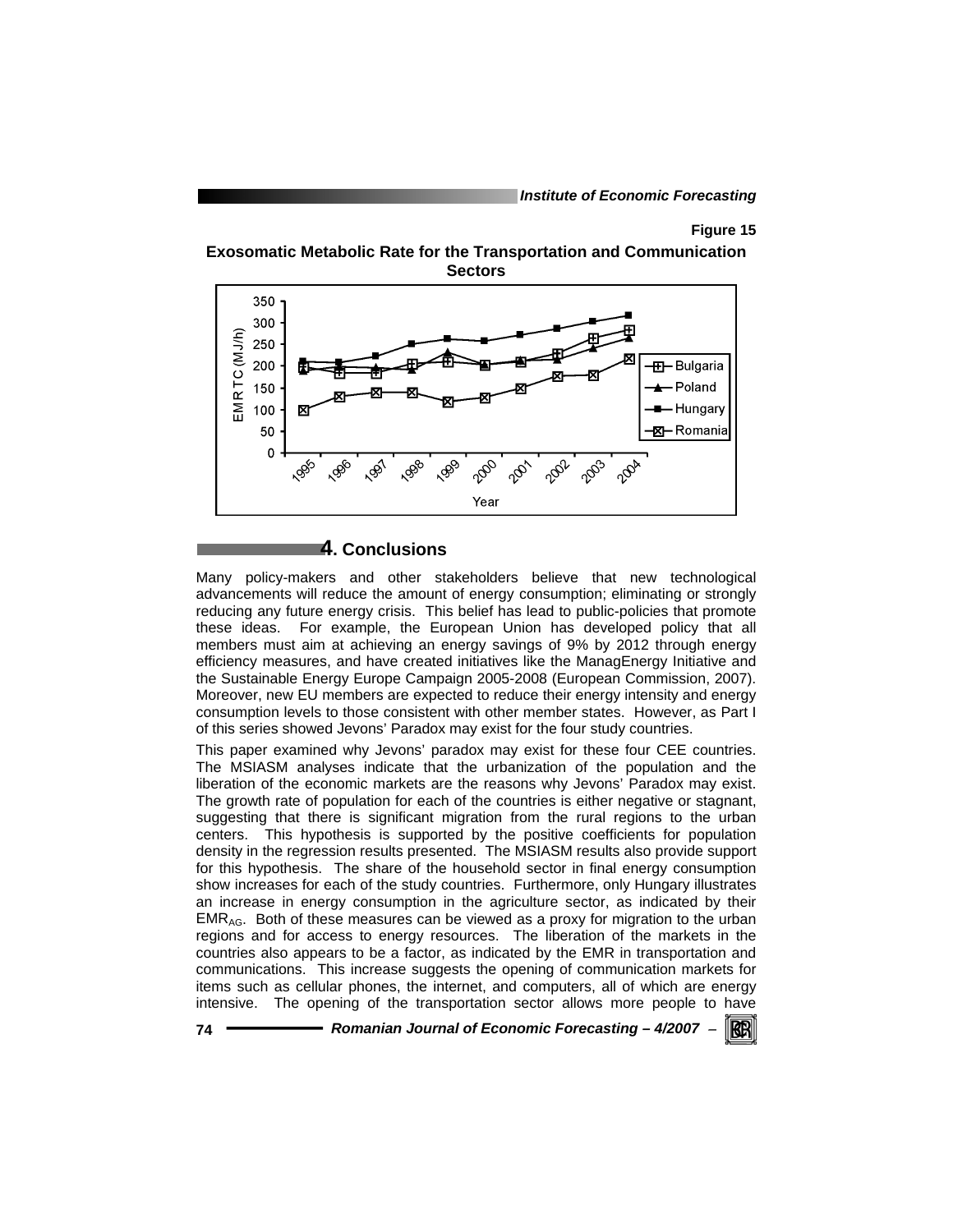Figure 15

**Exosomatic Metabolic Rate for the Transportation and Communication Sectors**

## 4. Conclusions

Many policy-makers and other stakeholders believe that new technological advancements will reduce the amount of energy consumption; eliminating or strongly reducing any future energy crisis. This belief has lead to public-policies that promote these ideas. For example, the European Union has developed policy that all members must aim at achieving an energy savings of 9% by 2012 through energy efficiency measures, and have created initiatives like the ManagEnergy Initiative and the Sustainable Energy Europe Campaign 2005-2008 (European Commission, 2007). Moreover, new EU members are expected to reduce their energy intensity and energy consumption levels to those consistent with other member states. However, as Part I of this series showed Jevons' Paradox may exist for the four study countries.

This paper examined why Jevons' paradox may exist for these four CEE countries. The MSIASM analyses indicate that the urbanization of the population and the liberation of the economic markets are the reasons why Jevons' Paradox may exist. The growth rate of population for each of the countries is either negative or stagnant, suggesting that there is significant migration from the rural regions to the urban centers. This hypothesis is supported by the positive coefficients for population density in the regression results presented. The MSIASM results also provide support for this hypothesis. The share of the household sector in final energy consumption show increases for each of the study countries. Furthermore, only Hungary illustrates an increase in energy consumption in the agriculture sector, as indicated by their $EMR_{AG}$. Both of these measures can be viewed as a proxy for migration to the urban regions and for access to energy resources. The liberation of the markets in the countries also appears to be a factor, as indicated by the EMR in transportation and communications. This increase suggests the opening of communication markets for items such as cellular phones, the internet, and computers, all of which are energy intensive. The opening of the transportation sector allows more people to have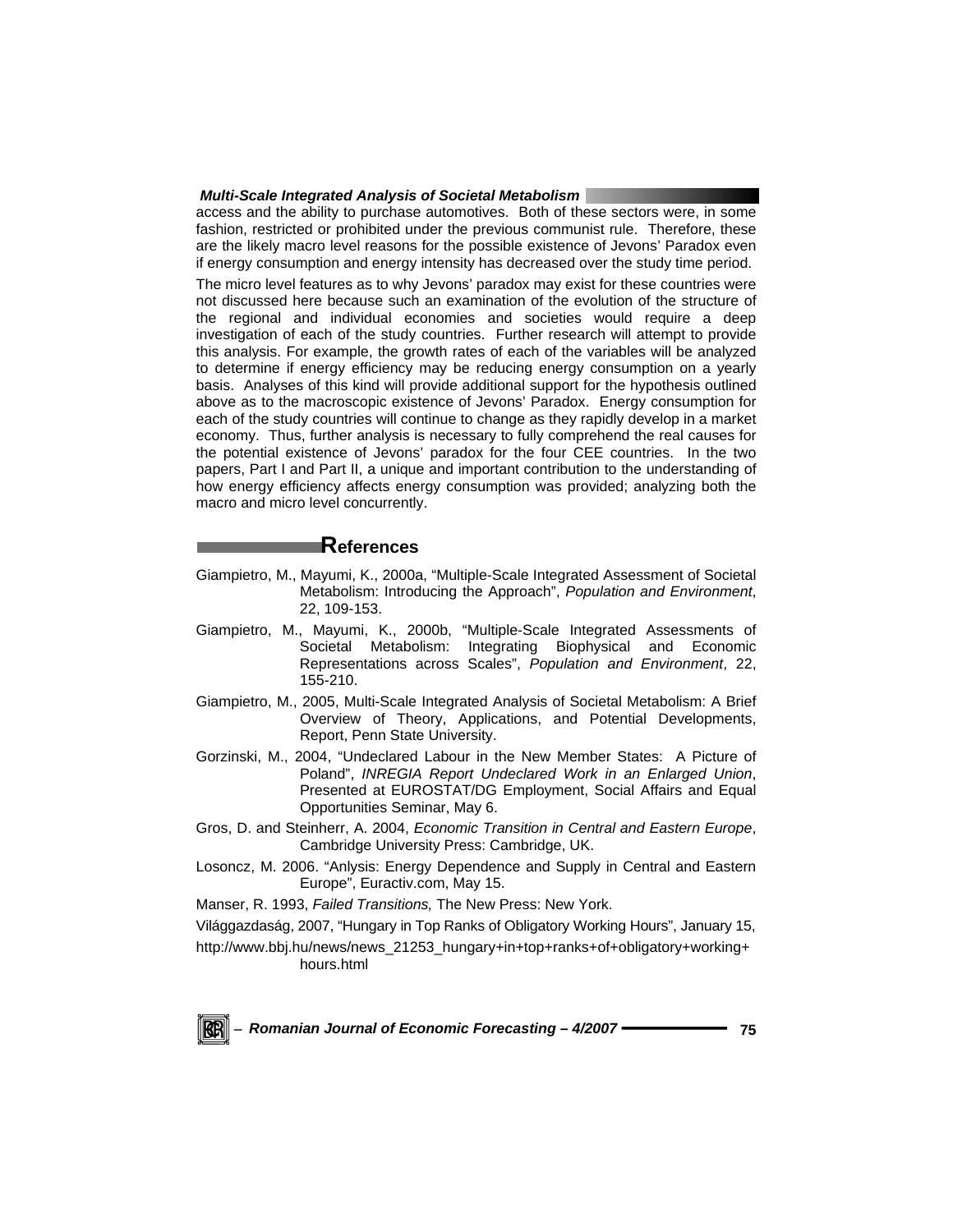access and the ability to purchase automotives. Both of these sectors were, in some fashion, restricted or prohibited under the previous communist rule. Therefore, these are the likely macro level reasons for the possible existence of Jevons' Paradox even if energy consumption and energy intensity has decreased over the study time period.

The micro level features as to why Jevons' paradox may exist for these countries were not discussed here because such an examination of the evolution of the structure of the regional and individual economies and societies would require a deep investigation of each of the study countries. Further research will attempt to provide this analysis. For example, the growth rates of each of the variables will be analyzed to determine if energy efficiency may be reducing energy consumption on a yearly basis. Analyses of this kind will provide additional support for the hypothesis outlined above as to the macroscopic existence of Jevons' Paradox. Energy consumption for each of the study countries will continue to change as they rapidly develop in a market economy. Thus, further analysis is necessary to fully comprehend the real causes for the potential existence of Jevons' paradox for the four CEE countries. In the two papers, Part I and Part II, a unique and important contribution to the understanding of how energy efficiency affects energy consumption was provided; analyzing both the macro and micro level concurrently.

## References

Giampietro, M., Mayumi, K., 2000a, "Multiple-Scale Integrated Assessment of Societal Metabolism: Introducing the Approach", *Population and Environment*, 22, 109-153.

Giampietro, M., Mayumi, K., 2000b, "Multiple-Scale Integrated Assessments of Societal Metabolism: Integrating Biophysical and Economic Representations across Scales", *Population and Environment*, 22, 155-210.

Giampietro, M., 2005, Multi-Scale Integrated Analysis of Societal Metabolism: A Brief Overview of Theory, Applications, and Potential Developments, Report, Penn State University.

Gorzinski, M., 2004, "Undeclared Labour in the New Member States: A Picture of Poland", *INREGIA Report Undeclared Work in an Enlarged Union*, Presented at EUROSTAT/DG Employment, Social Affairs and Equal Opportunities Seminar, May 6.

Gros, D. and Steinherr, A. 2004, *Economic Transition in Central and Eastern Europe*, Cambridge University Press: Cambridge, UK.

Losoncz, M. 2006. "Anlysis: Energy Dependence and Supply in Central and Eastern Europe", Euractiv.com, May 15.

Manser, R. 1993, *Failed Transitions,* The New Press: New York.

Világgazdaság, 2007, "Hungary in Top Ranks of Obligatory Working Hours", January 15, http://www.bbj.hu/news/news_21253_hungary+in+top+ranks+of+obligatory+working+hours.html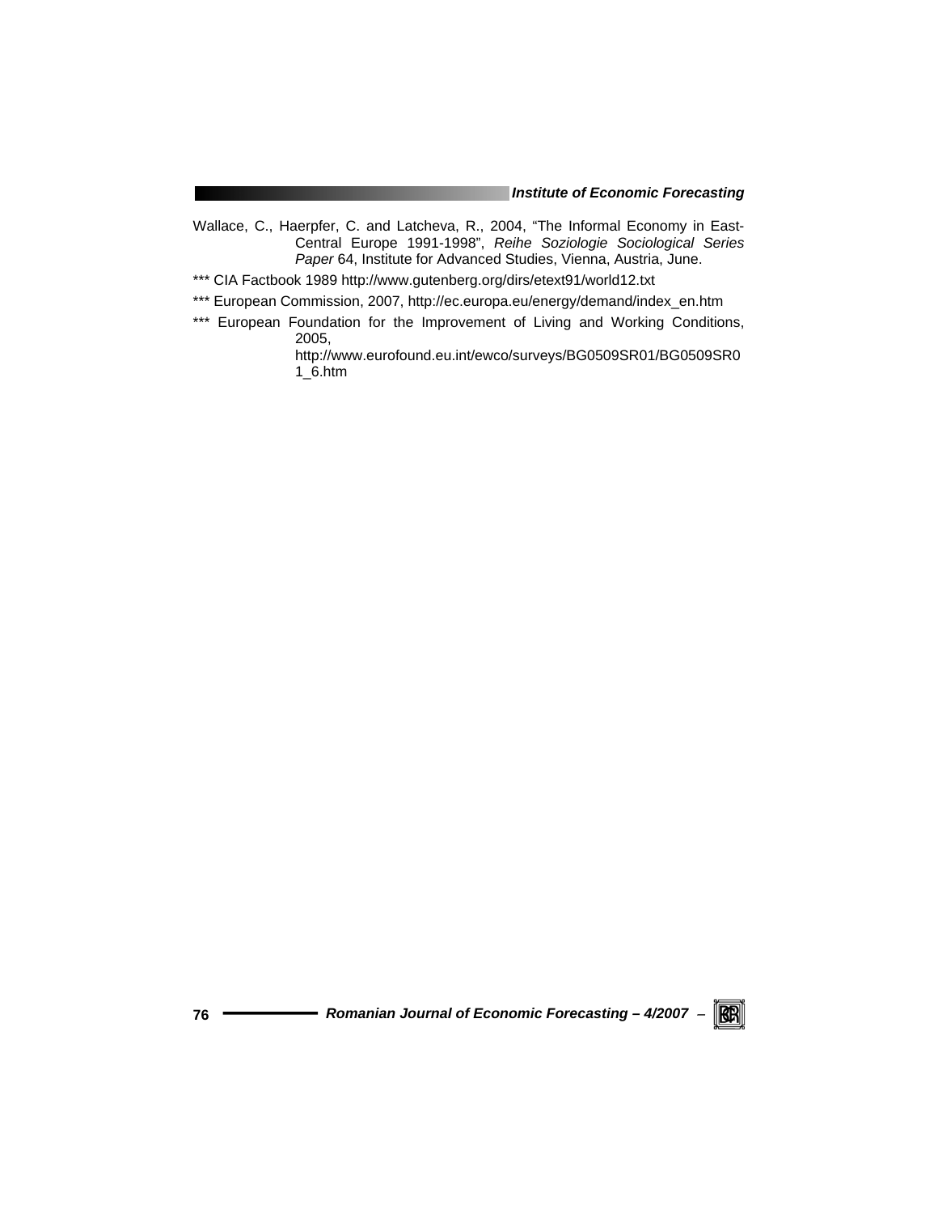Wallace, C., Haerpfer, C. and Latcheva, R., 2004, "The Informal Economy in East-Central Europe 1991-1998", *Reihe Soziologie Sociological Series Paper* 64, Institute for Advanced Studies, Vienna, Austria, June.

*** CIA Factbook 1989 http://www.gutenberg.org/dirs/etext91/world12.txt

*** European Commission, 2007, http://ec.europa.eu/energy/demand/index_en.htm

*** European Foundation for the Improvement of Living and Working Conditions, 2005, http://www.eurofound.eu.int/ewco/surveys/BG0509SR01/BG0509SR01_6.htm